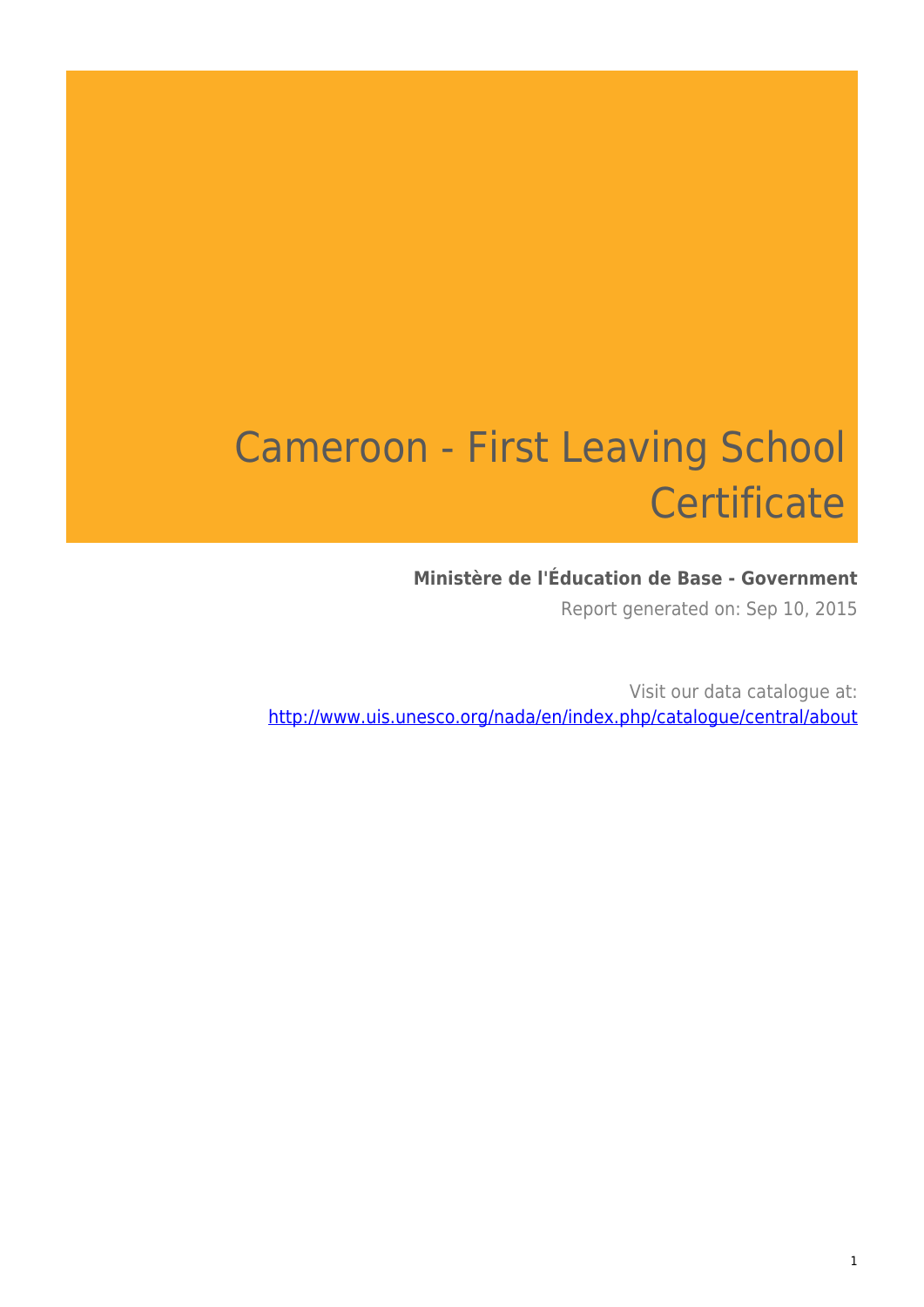# Cameroon - First Leaving School Certificate

**Ministère de l'Éducation de Base - Government**

Report generated on: Sep 10, 2015

Visit our data catalogue at: http://www.uis.unesco.org/nada/en/index.php/catalogue/central/about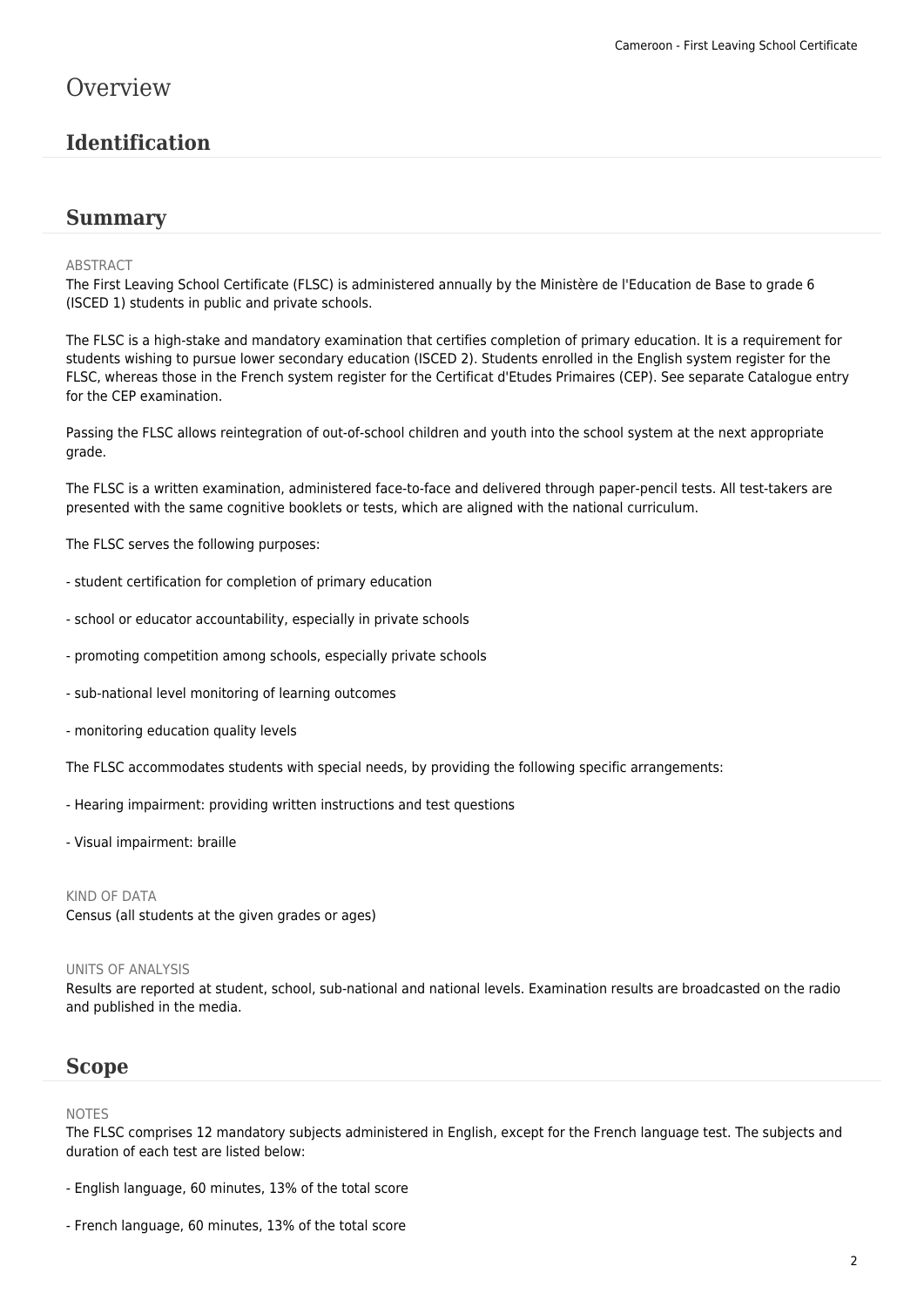# Overview

## Identification

## Summary

ABSTRACT

The First Leaving School Certificate (FLSC) is administered annually by the Ministère de l'Education de Base to grade 6 (ISCED 1) students in public and private schools.

The FLSC is a high-stake and mandatory examination that certifies completion of primary education. It is a requirement for students wishing to pursue lower secondary education (ISCED 2). Students enrolled in the English system register for the FLSC, whereas those in the French system register for the Certificat d'Etudes Primaires (CEP). See separate Catalogue entry for the CEP examination.

Passing the FLSC allows reintegration of out-of-school children and youth into the school system at the next appropriate grade.

The FLSC is a written examination, administered face-to-face and delivered through paper-pencil tests. All test-takers are presented with the same cognitive booklets or tests, which are aligned with the national curriculum.

The FLSC serves the following purposes:

- student certification for completion of primary education

- school or educator accountability, especially in private schools

- promoting competition among schools, especially private schools

- sub-national level monitoring of learning outcomes

- monitoring education quality levels

The FLSC accommodates students with special needs, by providing the following specific arrangements:

- Hearing impairment: providing written instructions and test questions

- Visual impairment: braille

KIND OF DATA

Census (all students at the given grades or ages)

UNITS OF ANALYSIS

Results are reported at student, school, sub-national and national levels. Examination results are broadcasted on the radio and published in the media.

## Scope

NOTES

The FLSC comprises 12 mandatory subjects administered in English, except for the French language test. The subjects and duration of each test are listed below:

- English language, 60 minutes, 13% of the total score

- French language, 60 minutes, 13% of the total score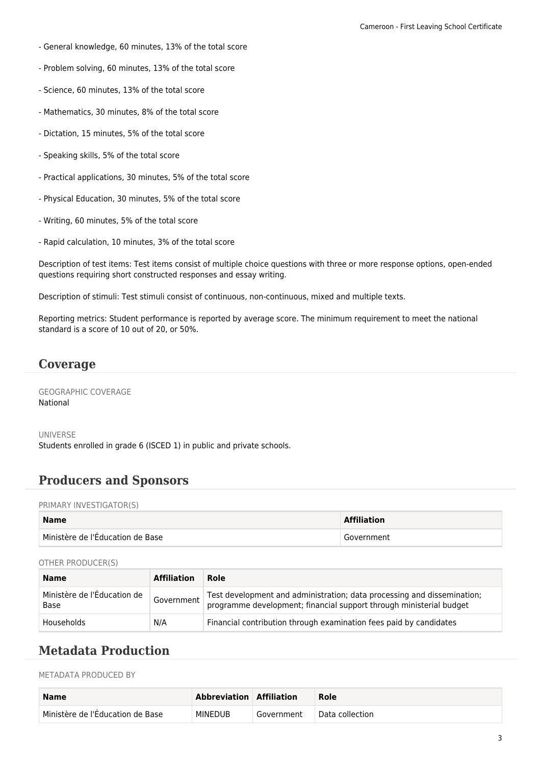- General knowledge, 60 minutes, 13% of the total score

- Problem solving, 60 minutes, 13% of the total score

- Science, 60 minutes, 13% of the total score

- Mathematics, 30 minutes, 8% of the total score

- Dictation, 15 minutes, 5% of the total score

- Speaking skills, 5% of the total score

- Practical applications, 30 minutes, 5% of the total score

- Physical Education, 30 minutes, 5% of the total score

- Writing, 60 minutes, 5% of the total score

- Rapid calculation, 10 minutes, 3% of the total score

Description of test items: Test items consist of multiple choice questions with three or more response options, open-ended questions requiring short constructed responses and essay writing.

Description of stimuli: Test stimuli consist of continuous, non-continuous, mixed and multiple texts.

Reporting metrics: Student performance is reported by average score. The minimum requirement to meet the national standard is a score of 10 out of 20, or 50%.

## Coverage

GEOGRAPHIC COVERAGE

National

UNIVERSE

Students enrolled in grade 6 (ISCED 1) in public and private schools.

## Producers and Sponsors

PRIMARY INVESTIGATOR(S)

| Name | Affiliation |
| --- | --- |
| Ministère de l'Éducation de Base | Government |

OTHER PRODUCER(S)

| Name | Affiliation | Role |
| --- | --- | --- |
| Ministère de l'Éducation de Base | Government | Test development and administration; data processing and dissemination; programme development; financial support through ministerial budget |
| Households | N/A | Financial contribution through examination fees paid by candidates |

## Metadata Production

METADATA PRODUCED BY

| Name | Abbreviation | Affiliation | Role |
| --- | --- | --- | --- |
| Ministère de l'Éducation de Base | MINEDUB | Government | Data collection |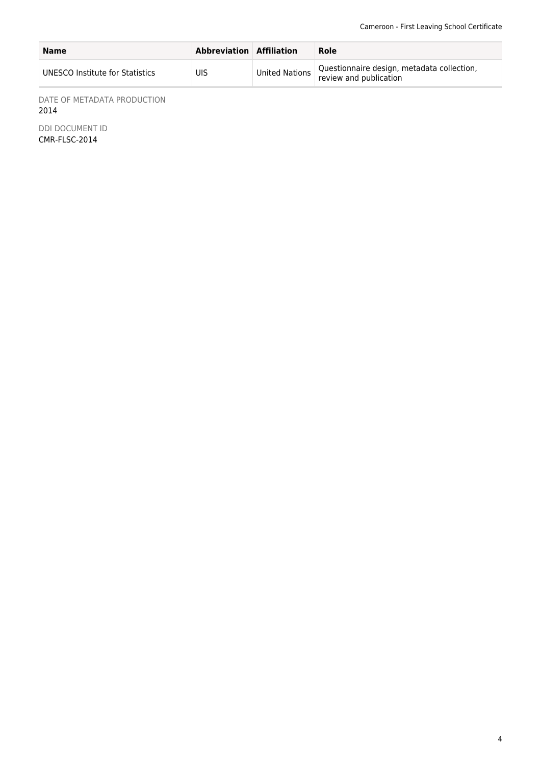| Name | Abbreviation | Affiliation | Role |
| --- | --- | --- | --- |
| UNESCO Institute for Statistics | UIS | United Nations | Questionnaire design, metadata collection, review and publication |

DATE OF METADATA PRODUCTION
2014

DDI DOCUMENT ID
CMR-FLSC-2014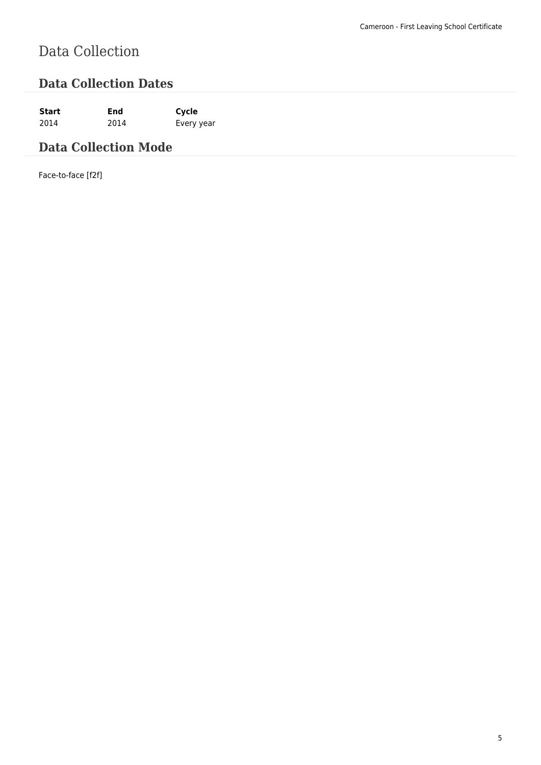# Data Collection

## Data Collection Dates

| Start | End | Cycle |
| --- | --- | --- |
| 2014 | 2014 | Every year |

## Data Collection Mode

Face-to-face [f2f]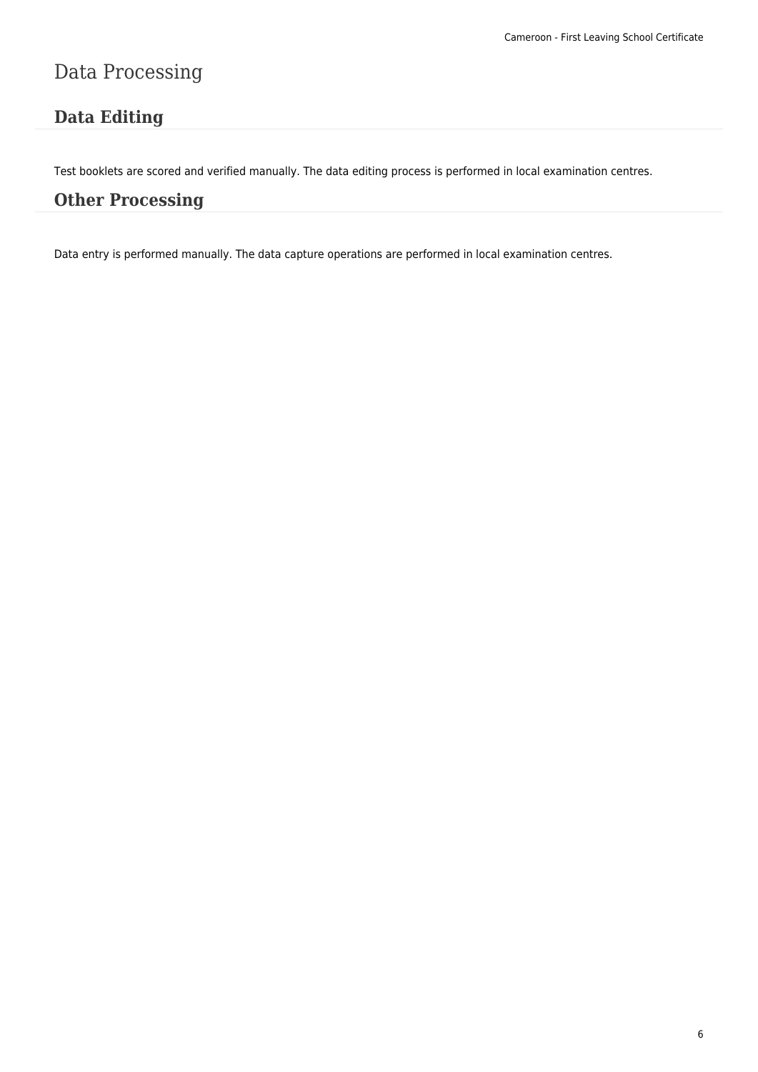# Data Processing

## Data Editing

Test booklets are scored and verified manually. The data editing process is performed in local examination centres.

## Other Processing

Data entry is performed manually. The data capture operations are performed in local examination centres.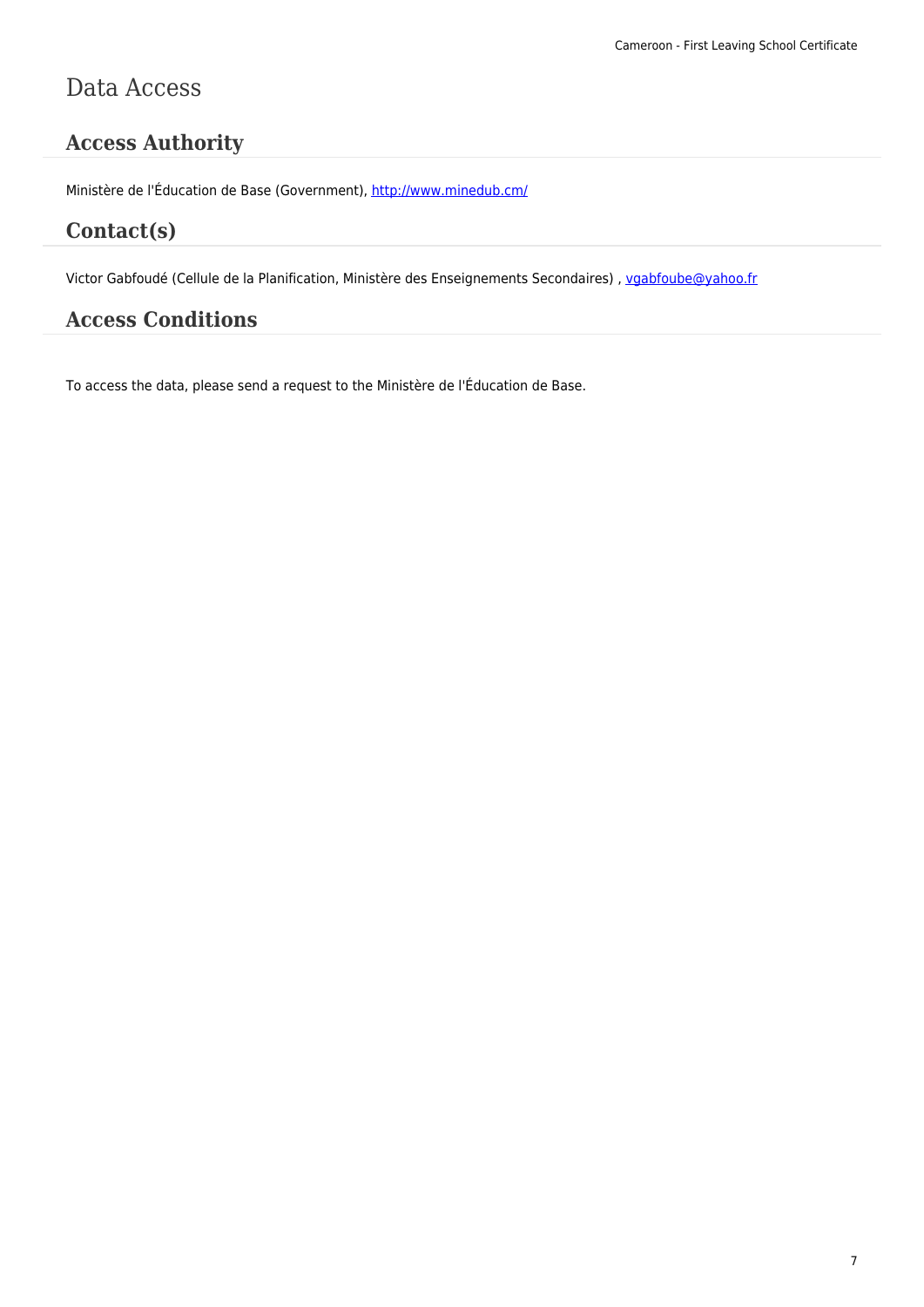# Data Access

## Access Authority

Ministère de l'Éducation de Base (Government), http://www.minedub.cm/

## Contact(s)

Victor Gabfoudé (Cellule de la Planification, Ministère des Enseignements Secondaires) , vgabfoube@yahoo.fr

## Access Conditions

To access the data, please send a request to the Ministère de l'Éducation de Base.